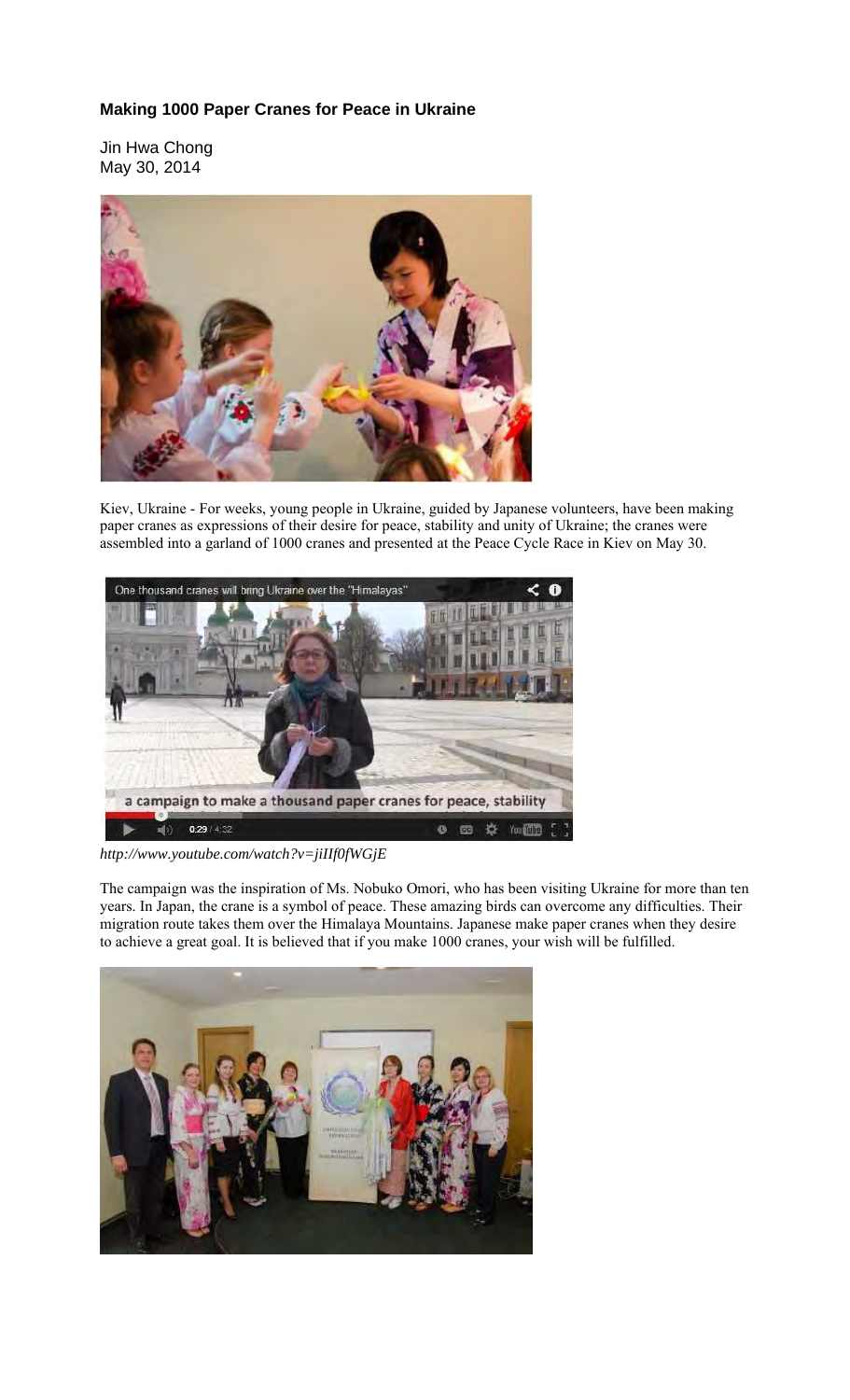**Making 1000 Paper Cranes for Peace in Ukraine**

Jin Hwa Chong
May 30, 2014

Kiev, Ukraine - For weeks, young people in Ukraine, guided by Japanese volunteers, have been making paper cranes as expressions of their desire for peace, stability and unity of Ukraine; the cranes were assembled into a garland of 1000 cranes and presented at the Peace Cycle Race in Kiev on May 30.

*http://www.youtube.com/watch?v=jiIIf0fWGjE*

The campaign was the inspiration of Ms. Nobuko Omori, who has been visiting Ukraine for more than ten years. In Japan, the crane is a symbol of peace. These amazing birds can overcome any difficulties. Their migration route takes them over the Himalaya Mountains. Japanese make paper cranes when they desire to achieve a great goal. It is believed that if you make 1000 cranes, your wish will be fulfilled.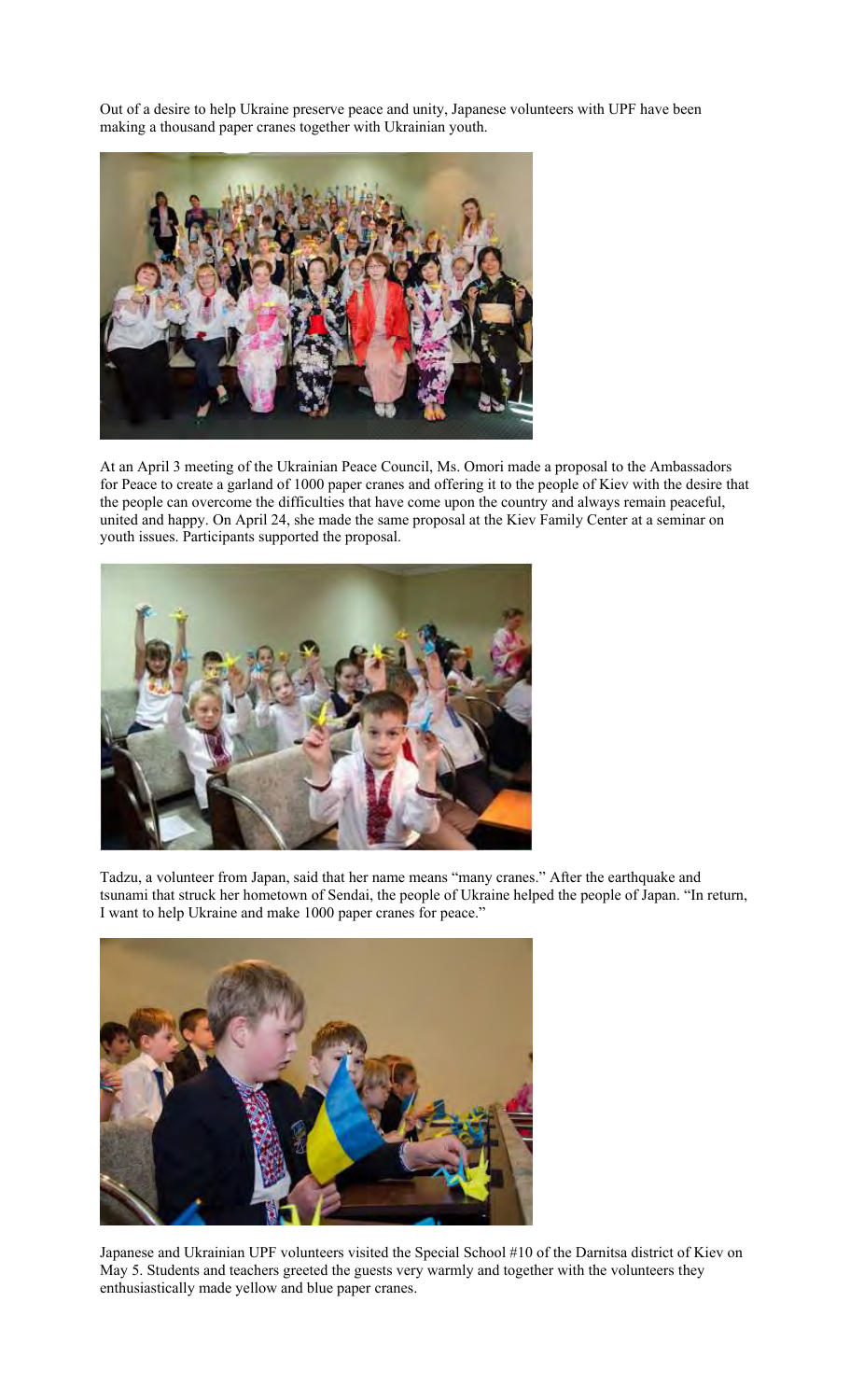Out of a desire to help Ukraine preserve peace and unity, Japanese volunteers with UPF have been making a thousand paper cranes together with Ukrainian youth.

At an April 3 meeting of the Ukrainian Peace Council, Ms. Omori made a proposal to the Ambassadors for Peace to create a garland of 1000 paper cranes and offering it to the people of Kiev with the desire that the people can overcome the difficulties that have come upon the country and always remain peaceful, united and happy. On April 24, she made the same proposal at the Kiev Family Center at a seminar on youth issues. Participants supported the proposal.

Tadzu, a volunteer from Japan, said that her name means "many cranes." After the earthquake and tsunami that struck her hometown of Sendai, the people of Ukraine helped the people of Japan. "In return, I want to help Ukraine and make 1000 paper cranes for peace."

Japanese and Ukrainian UPF volunteers visited the Special School #10 of the Darnitsa district of Kiev on May 5. Students and teachers greeted the guests very warmly and together with the volunteers they enthusiastically made yellow and blue paper cranes.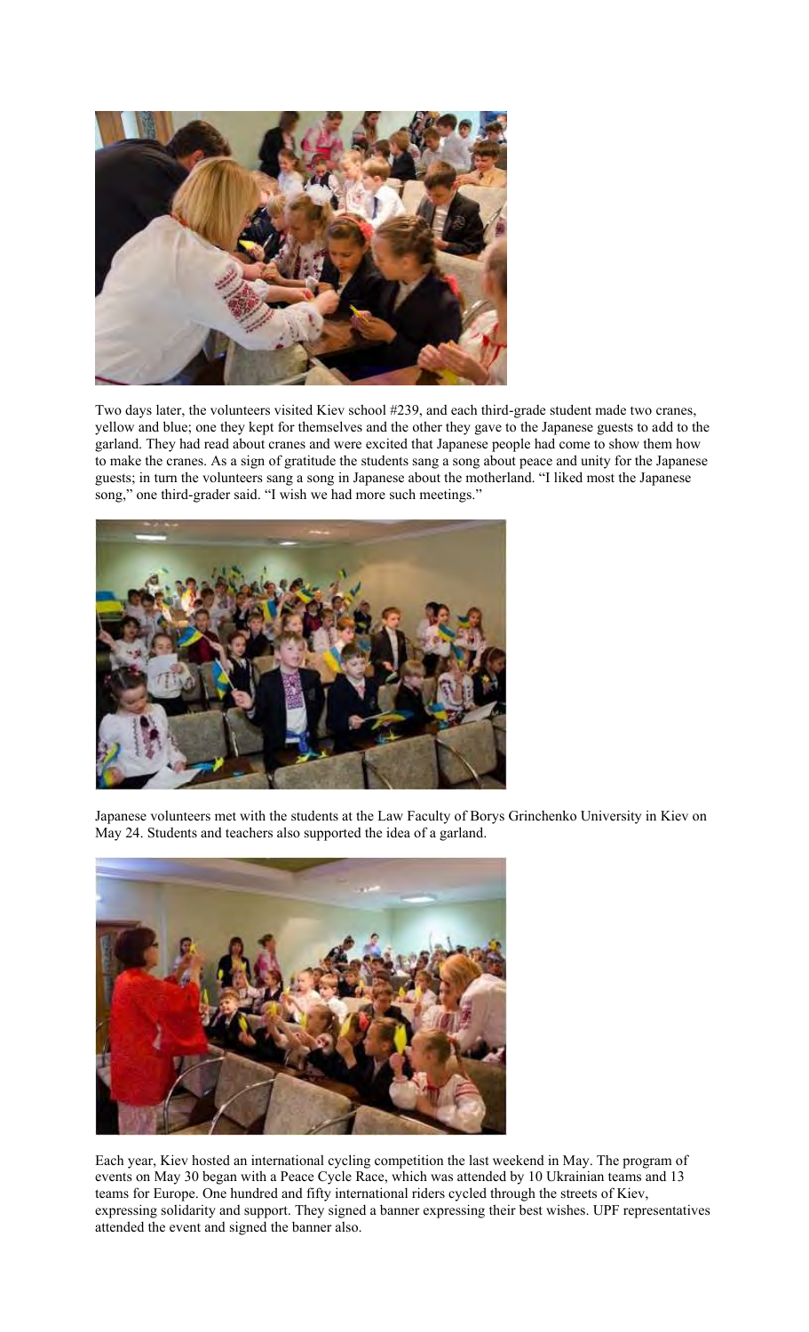Two days later, the volunteers visited Kiev school #239, and each third-grade student made two cranes, yellow and blue; one they kept for themselves and the other they gave to the Japanese guests to add to the garland. They had read about cranes and were excited that Japanese people had come to show them how to make the cranes. As a sign of gratitude the students sang a song about peace and unity for the Japanese guests; in turn the volunteers sang a song in Japanese about the motherland. "I liked most the Japanese song," one third-grader said. "I wish we had more such meetings."

Japanese volunteers met with the students at the Law Faculty of Borys Grinchenko University in Kiev on May 24. Students and teachers also supported the idea of a garland.

Each year, Kiev hosted an international cycling competition the last weekend in May. The program of events on May 30 began with a Peace Cycle Race, which was attended by 10 Ukrainian teams and 13 teams for Europe. One hundred and fifty international riders cycled through the streets of Kiev, expressing solidarity and support. They signed a banner expressing their best wishes. UPF representatives attended the event and signed the banner also.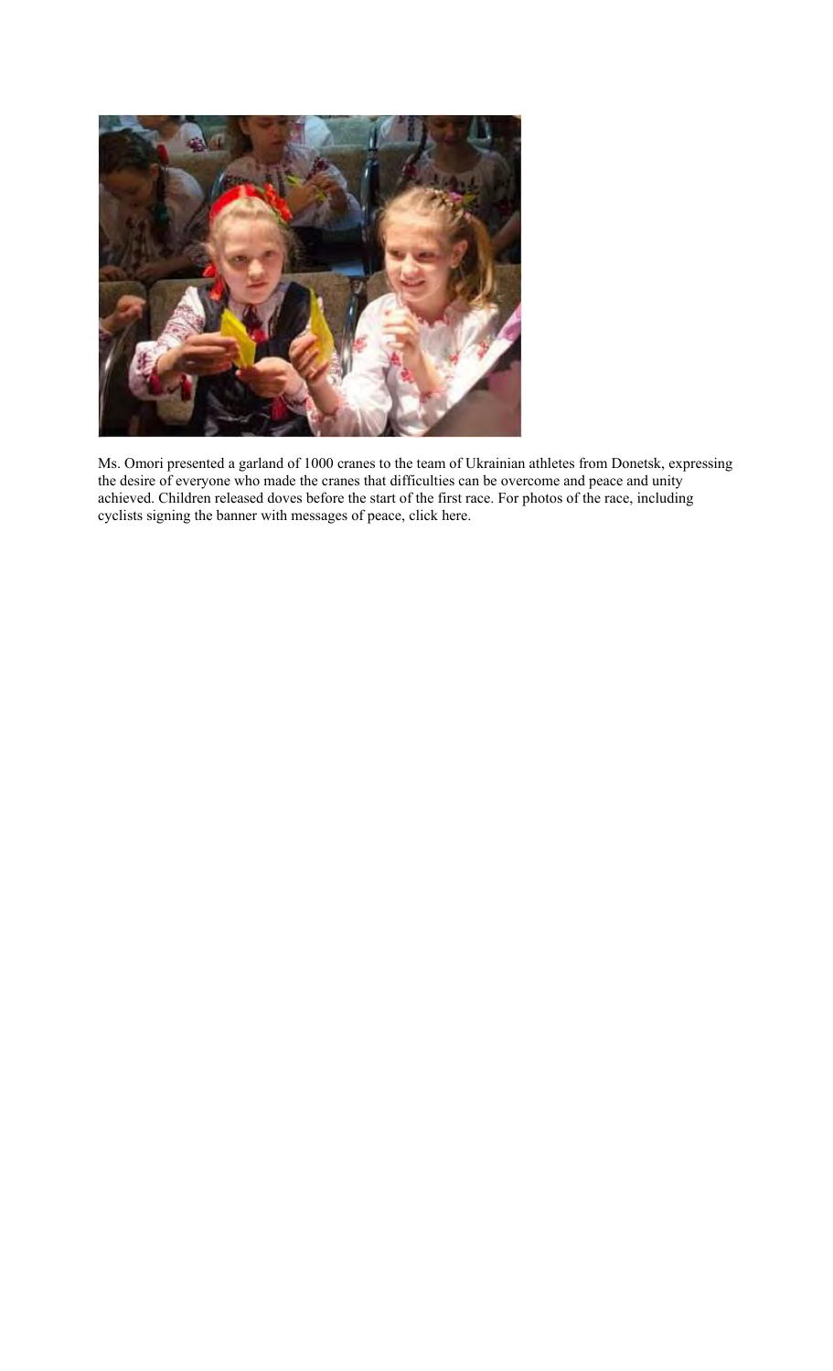Ms. Omori presented a garland of 1000 cranes to the team of Ukrainian athletes from Donetsk, expressing the desire of everyone who made the cranes that difficulties can be overcome and peace and unity achieved. Children released doves before the start of the first race. For photos of the race, including cyclists signing the banner with messages of peace, click here.